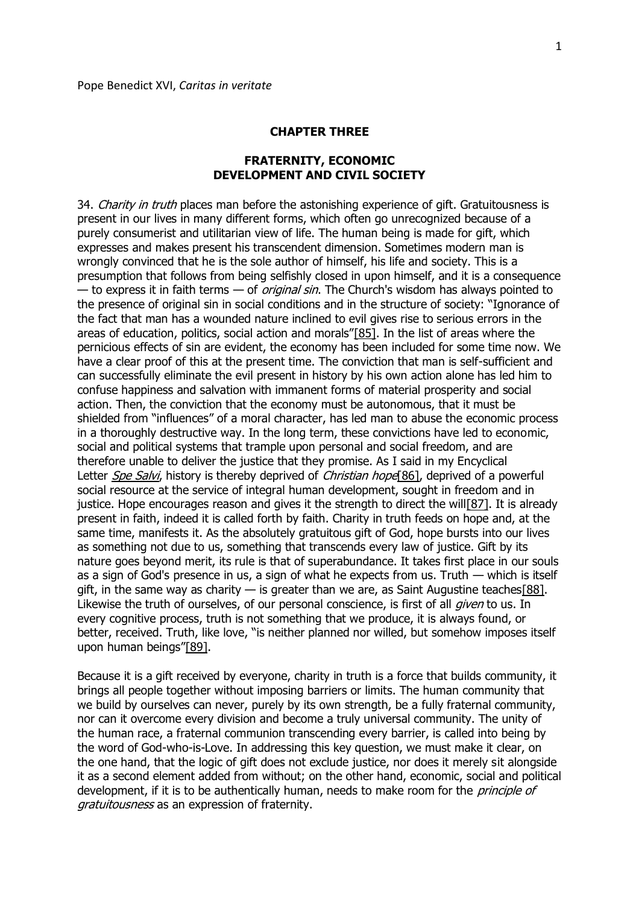Pope Benedict XVI, *Caritas in veritate*

## CHAPTER THREE

## FRATERNITY, ECONOMIC DEVELOPMENT AND CIVIL SOCIETY

34. *Charity in truth* places man before the astonishing experience of gift. Gratuitousness is present in our lives in many different forms, which often go unrecognized because of a purely consumerist and utilitarian view of life. The human being is made for gift, which expresses and makes present his transcendent dimension. Sometimes modern man is wrongly convinced that he is the sole author of himself, his life and society. This is a presumption that follows from being selfishly closed in upon himself, and it is a consequence — to express it in faith terms — of *original sin*. The Church's wisdom has always pointed to the presence of original sin in social conditions and in the structure of society: "Ignorance of the fact that man has a wounded nature inclined to evil gives rise to serious errors in the areas of education, politics, social action and morals"[85]. In the list of areas where the pernicious effects of sin are evident, the economy has been included for some time now. We have a clear proof of this at the present time. The conviction that man is self-sufficient and can successfully eliminate the evil present in history by his own action alone has led him to confuse happiness and salvation with immanent forms of material prosperity and social action. Then, the conviction that the economy must be autonomous, that it must be shielded from "influences" of a moral character, has led man to abuse the economic process in a thoroughly destructive way. In the long term, these convictions have led to economic, social and political systems that trample upon personal and social freedom, and are therefore unable to deliver the justice that they promise. As I said in my Encyclical Letter *Spe Salvi*, history is thereby deprived of *Christian hope*[86], deprived of a powerful social resource at the service of integral human development, sought in freedom and in justice. Hope encourages reason and gives it the strength to direct the will[87]. It is already present in faith, indeed it is called forth by faith. Charity in truth feeds on hope and, at the same time, manifests it. As the absolutely gratuitous gift of God, hope bursts into our lives as something not due to us, something that transcends every law of justice. Gift by its nature goes beyond merit, its rule is that of superabundance. It takes first place in our souls as a sign of God's presence in us, a sign of what he expects from us. Truth — which is itself gift, in the same way as charity — is greater than we are, as Saint Augustine teaches[88]. Likewise the truth of ourselves, of our personal conscience, is first of all *given* to us. In every cognitive process, truth is not something that we produce, it is always found, or better, received. Truth, like love, "is neither planned nor willed, but somehow imposes itself upon human beings"[89].

Because it is a gift received by everyone, charity in truth is a force that builds community, it brings all people together without imposing barriers or limits. The human community that we build by ourselves can never, purely by its own strength, be a fully fraternal community, nor can it overcome every division and become a truly universal community. The unity of the human race, a fraternal communion transcending every barrier, is called into being by the word of God-who-is-Love. In addressing this key question, we must make it clear, on the one hand, that the logic of gift does not exclude justice, nor does it merely sit alongside it as a second element added from without; on the other hand, economic, social and political development, if it is to be authentically human, needs to make room for the *principle of gratuitousness* as an expression of fraternity.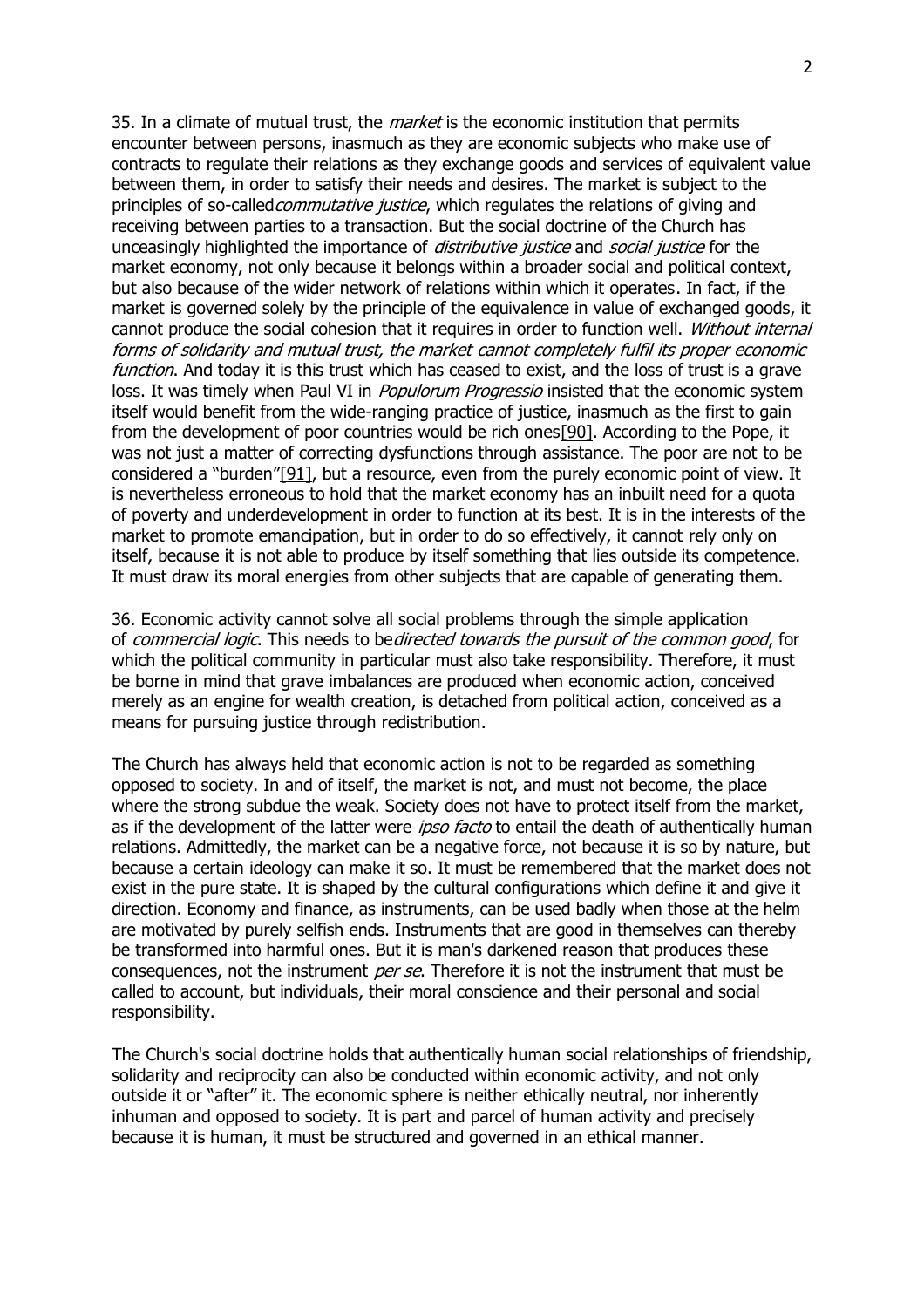35. In a climate of mutual trust, the *market* is the economic institution that permits encounter between persons, inasmuch as they are economic subjects who make use of contracts to regulate their relations as they exchange goods and services of equivalent value between them, in order to satisfy their needs and desires. The market is subject to the principles of so-called *commutative justice*, which regulates the relations of giving and receiving between parties to a transaction. But the social doctrine of the Church has unceasingly highlighted the importance of *distributive justice* and *social justice* for the market economy, not only because it belongs within a broader social and political context, but also because of the wider network of relations within which it operates. In fact, if the market is governed solely by the principle of the equivalence in value of exchanged goods, it cannot produce the social cohesion that it requires in order to function well. *Without internal forms of solidarity and mutual trust, the market cannot completely fulfil its proper economic function*. And today it is this trust which has ceased to exist, and the loss of trust is a grave loss. It was timely when Paul VI in *Populorum Progressio* insisted that the economic system itself would benefit from the wide-ranging practice of justice, inasmuch as the first to gain from the development of poor countries would be rich ones[90]. According to the Pope, it was not just a matter of correcting dysfunctions through assistance. The poor are not to be considered a "burden"[91], but a resource, even from the purely economic point of view. It is nevertheless erroneous to hold that the market economy has an inbuilt need for a quota of poverty and underdevelopment in order to function at its best. It is in the interests of the market to promote emancipation, but in order to do so effectively, it cannot rely only on itself, because it is not able to produce by itself something that lies outside its competence. It must draw its moral energies from other subjects that are capable of generating them.

36. Economic activity cannot solve all social problems through the simple application of *commercial logic*. This needs to be *directed towards the pursuit of the common good*, for which the political community in particular must also take responsibility. Therefore, it must be borne in mind that grave imbalances are produced when economic action, conceived merely as an engine for wealth creation, is detached from political action, conceived as a means for pursuing justice through redistribution.

The Church has always held that economic action is not to be regarded as something opposed to society. In and of itself, the market is not, and must not become, the place where the strong subdue the weak. Society does not have to protect itself from the market, as if the development of the latter were *ipso facto* to entail the death of authentically human relations. Admittedly, the market can be a negative force, not because it is so by nature, but because a certain ideology can make it so. It must be remembered that the market does not exist in the pure state. It is shaped by the cultural configurations which define it and give it direction. Economy and finance, as instruments, can be used badly when those at the helm are motivated by purely selfish ends. Instruments that are good in themselves can thereby be transformed into harmful ones. But it is man's darkened reason that produces these consequences, not the instrument *per se*. Therefore it is not the instrument that must be called to account, but individuals, their moral conscience and their personal and social responsibility.

The Church's social doctrine holds that authentically human social relationships of friendship, solidarity and reciprocity can also be conducted within economic activity, and not only outside it or "after" it. The economic sphere is neither ethically neutral, nor inherently inhuman and opposed to society. It is part and parcel of human activity and precisely because it is human, it must be structured and governed in an ethical manner.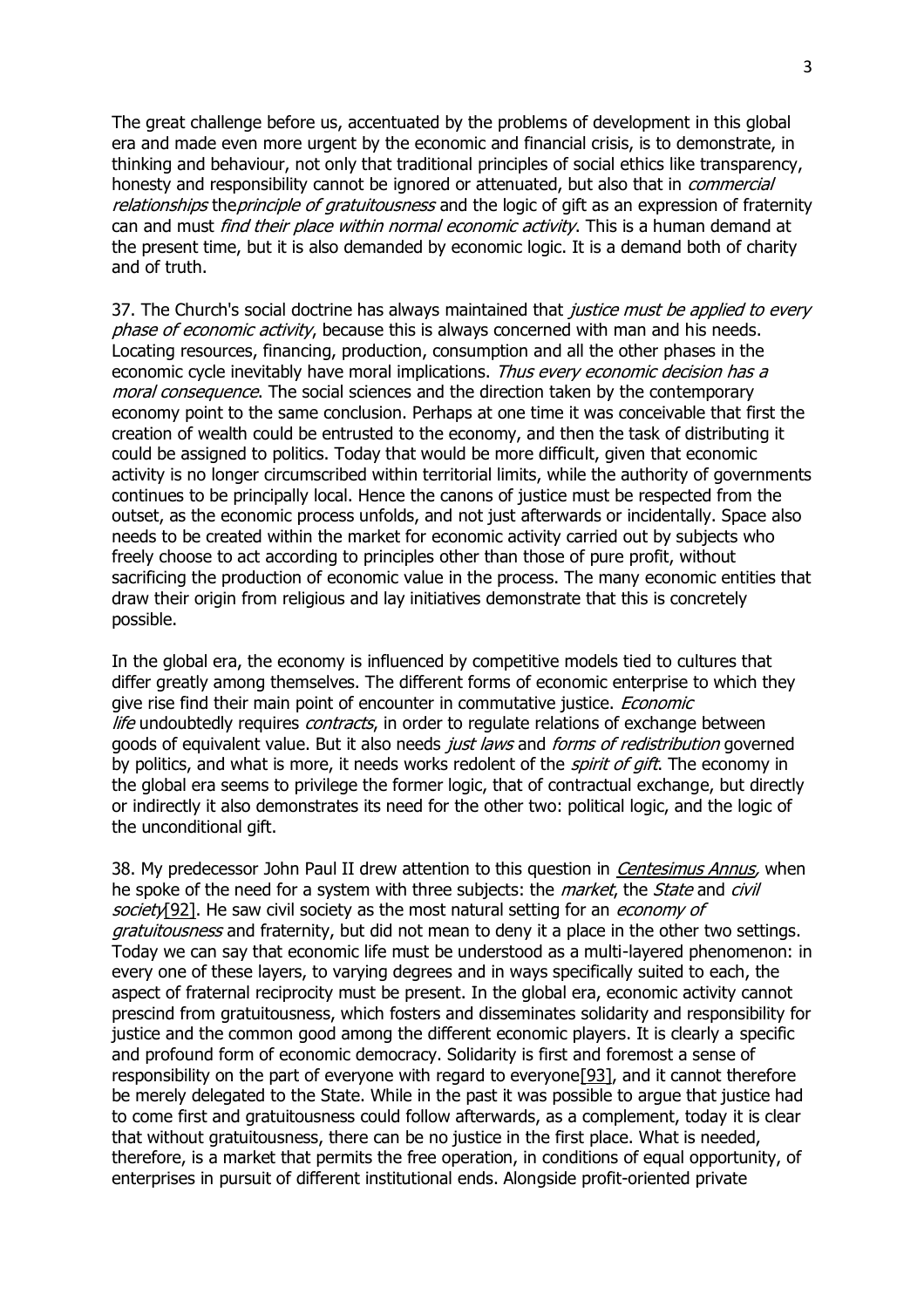The great challenge before us, accentuated by the problems of development in this global era and made even more urgent by the economic and financial crisis, is to demonstrate, in thinking and behaviour, not only that traditional principles of social ethics like transparency, honesty and responsibility cannot be ignored or attenuated, but also that in *commercial relationships* the*principle of gratuitousness* and the logic of gift as an expression of fraternity can and must *find their place within normal economic activity*. This is a human demand at the present time, but it is also demanded by economic logic. It is a demand both of charity and of truth.

37. The Church's social doctrine has always maintained that *justice must be applied to every phase of economic activity*, because this is always concerned with man and his needs. Locating resources, financing, production, consumption and all the other phases in the economic cycle inevitably have moral implications. *Thus every economic decision has a moral consequence*. The social sciences and the direction taken by the contemporary economy point to the same conclusion. Perhaps at one time it was conceivable that first the creation of wealth could be entrusted to the economy, and then the task of distributing it could be assigned to politics. Today that would be more difficult, given that economic activity is no longer circumscribed within territorial limits, while the authority of governments continues to be principally local. Hence the canons of justice must be respected from the outset, as the economic process unfolds, and not just afterwards or incidentally. Space also needs to be created within the market for economic activity carried out by subjects who freely choose to act according to principles other than those of pure profit, without sacrificing the production of economic value in the process. The many economic entities that draw their origin from religious and lay initiatives demonstrate that this is concretely possible.

In the global era, the economy is influenced by competitive models tied to cultures that differ greatly among themselves. The different forms of economic enterprise to which they give rise find their main point of encounter in commutative justice. *Economic life* undoubtedly requires *contracts*, in order to regulate relations of exchange between goods of equivalent value. But it also needs *just laws* and *forms of redistribution* governed by politics, and what is more, it needs works redolent of the *spirit of gift*. The economy in the global era seems to privilege the former logic, that of contractual exchange, but directly or indirectly it also demonstrates its need for the other two: political logic, and the logic of the unconditional gift.

38. My predecessor John Paul II drew attention to this question in *Centesimus Annus,* when he spoke of the need for a system with three subjects: the *market*, the *State* and *civil society*[92]. He saw civil society as the most natural setting for an *economy of gratuitousness* and fraternity, but did not mean to deny it a place in the other two settings. Today we can say that economic life must be understood as a multi-layered phenomenon: in every one of these layers, to varying degrees and in ways specifically suited to each, the aspect of fraternal reciprocity must be present. In the global era, economic activity cannot prescind from gratuitousness, which fosters and disseminates solidarity and responsibility for justice and the common good among the different economic players. It is clearly a specific and profound form of economic democracy. Solidarity is first and foremost a sense of responsibility on the part of everyone with regard to everyone[93], and it cannot therefore be merely delegated to the State. While in the past it was possible to argue that justice had to come first and gratuitousness could follow afterwards, as a complement, today it is clear that without gratuitousness, there can be no justice in the first place. What is needed, therefore, is a market that permits the free operation, in conditions of equal opportunity, of enterprises in pursuit of different institutional ends. Alongside profit-oriented private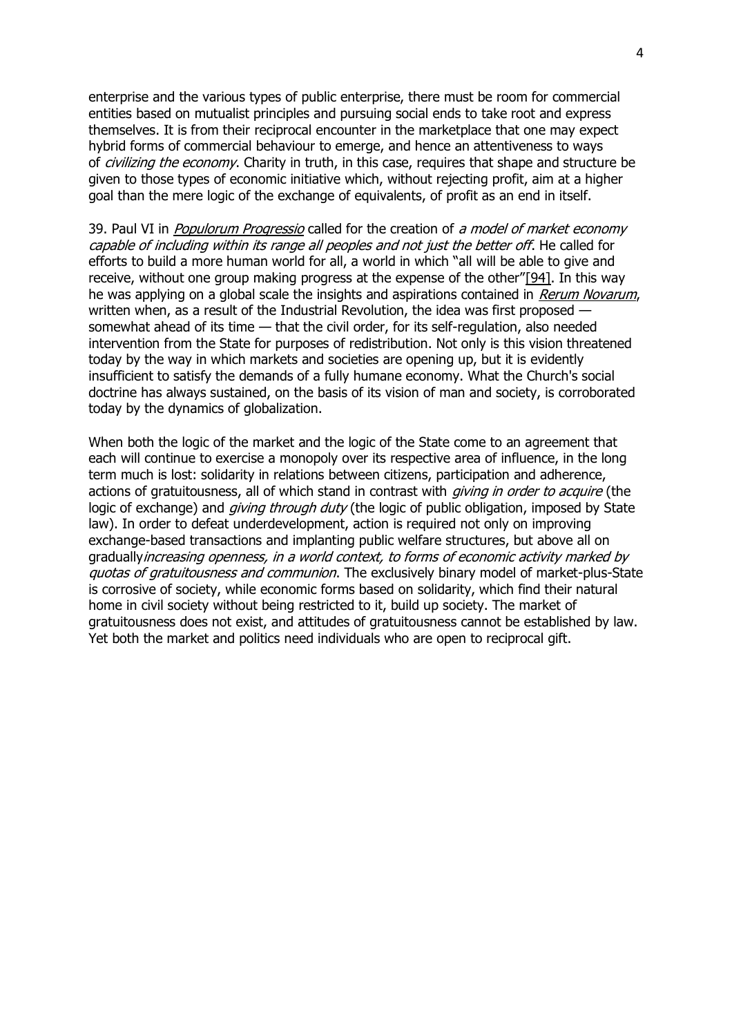enterprise and the various types of public enterprise, there must be room for commercial entities based on mutualist principles and pursuing social ends to take root and express themselves. It is from their reciprocal encounter in the marketplace that one may expect hybrid forms of commercial behaviour to emerge, and hence an attentiveness to ways of *civilizing the economy*. Charity in truth, in this case, requires that shape and structure be given to those types of economic initiative which, without rejecting profit, aim at a higher goal than the mere logic of the exchange of equivalents, of profit as an end in itself.

39. Paul VI in *Populorum Progressio* called for the creation of *a model of market economy capable of including within its range all peoples and not just the better off*. He called for efforts to build a more human world for all, a world in which "all will be able to give and receive, without one group making progress at the expense of the other"[94]. In this way he was applying on a global scale the insights and aspirations contained in *Rerum Novarum*, written when, as a result of the Industrial Revolution, the idea was first proposed — somewhat ahead of its time — that the civil order, for its self-regulation, also needed intervention from the State for purposes of redistribution. Not only is this vision threatened today by the way in which markets and societies are opening up, but it is evidently insufficient to satisfy the demands of a fully humane economy. What the Church's social doctrine has always sustained, on the basis of its vision of man and society, is corroborated today by the dynamics of globalization.

When both the logic of the market and the logic of the State come to an agreement that each will continue to exercise a monopoly over its respective area of influence, in the long term much is lost: solidarity in relations between citizens, participation and adherence, actions of gratuitousness, all of which stand in contrast with *giving in order to acquire* (the logic of exchange) and *giving through duty* (the logic of public obligation, imposed by State law). In order to defeat underdevelopment, action is required not only on improving exchange-based transactions and implanting public welfare structures, but above all on gradually *increasing openness, in a world context, to forms of economic activity marked by quotas of gratuitousness and communion*. The exclusively binary model of market-plus-State is corrosive of society, while economic forms based on solidarity, which find their natural home in civil society without being restricted to it, build up society. The market of gratuitousness does not exist, and attitudes of gratuitousness cannot be established by law. Yet both the market and politics need individuals who are open to reciprocal gift.